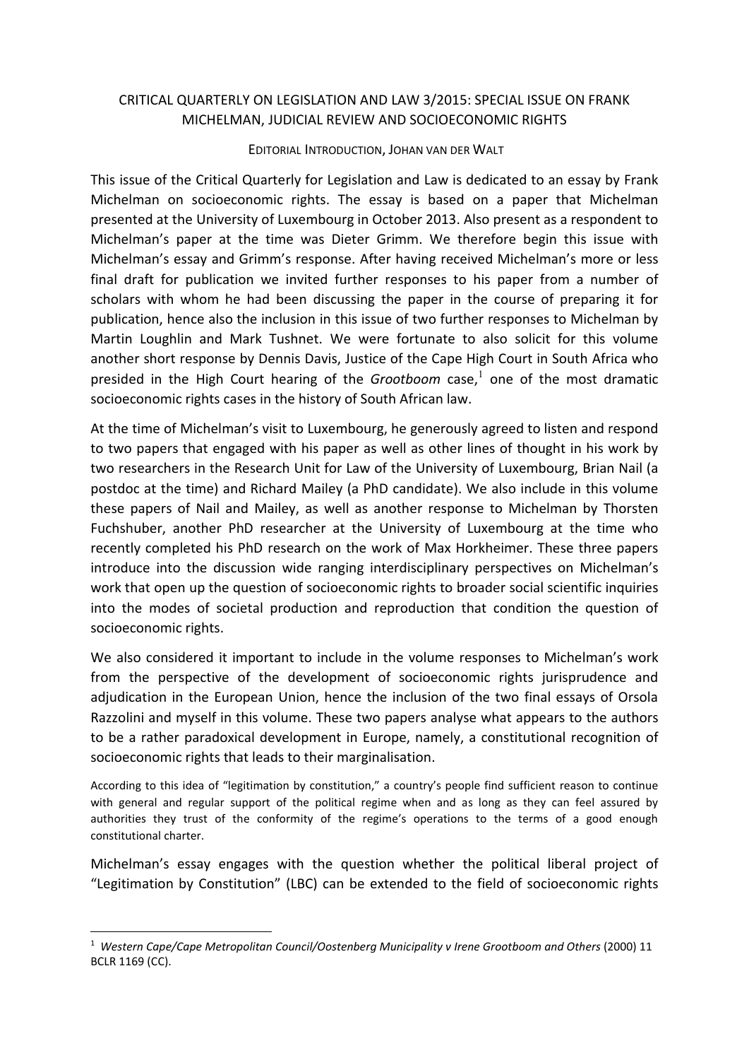# CRITICAL QUARTERLY ON LEGISLATION AND LAW 3/2015: SPECIAL ISSUE ON FRANK MICHELMAN, JUDICIAL REVIEW AND SOCIOECONOMIC RIGHTS

EDITORIAL INTRODUCTION, JOHAN VAN DER WALT

This issue of the Critical Quarterly for Legislation and Law is dedicated to an essay by Frank Michelman on socioeconomic rights. The essay is based on a paper that Michelman presented at the University of Luxembourg in October 2013. Also present as a respondent to Michelman's paper at the time was Dieter Grimm. We therefore begin this issue with Michelman's essay and Grimm's response. After having received Michelman's more or less final draft for publication we invited further responses to his paper from a number of scholars with whom he had been discussing the paper in the course of preparing it for publication, hence also the inclusion in this issue of two further responses to Michelman by Martin Loughlin and Mark Tushnet. We were fortunate to also solicit for this volume another short response by Dennis Davis, Justice of the Cape High Court in South Africa who presided in the High Court hearing of the *Grootboom* case,[1] one of the most dramatic socioeconomic rights cases in the history of South African law.

At the time of Michelman's visit to Luxembourg, he generously agreed to listen and respond to two papers that engaged with his paper as well as other lines of thought in his work by two researchers in the Research Unit for Law of the University of Luxembourg, Brian Nail (a postdoc at the time) and Richard Mailey (a PhD candidate). We also include in this volume these papers of Nail and Mailey, as well as another response to Michelman by Thorsten Fuchshuber, another PhD researcher at the University of Luxembourg at the time who recently completed his PhD research on the work of Max Horkheimer. These three papers introduce into the discussion wide ranging interdisciplinary perspectives on Michelman's work that open up the question of socioeconomic rights to broader social scientific inquiries into the modes of societal production and reproduction that condition the question of socioeconomic rights.

We also considered it important to include in the volume responses to Michelman's work from the perspective of the development of socioeconomic rights jurisprudence and adjudication in the European Union, hence the inclusion of the two final essays of Orsola Razzolini and myself in this volume. These two papers analyse what appears to the authors to be a rather paradoxical development in Europe, namely, a constitutional recognition of socioeconomic rights that leads to their marginalisation.

According to this idea of "legitimation by constitution," a country's people find sufficient reason to continue with general and regular support of the political regime when and as long as they can feel assured by authorities they trust of the conformity of the regime's operations to the terms of a good enough constitutional charter.

Michelman's essay engages with the question whether the political liberal project of "Legitimation by Constitution" (LBC) can be extended to the field of socioeconomic rights

[1] *Western Cape/Cape Metropolitan Council/Oostenberg Municipality v Irene Grootboom and Others* (2000) 11 BCLR 1169 (CC).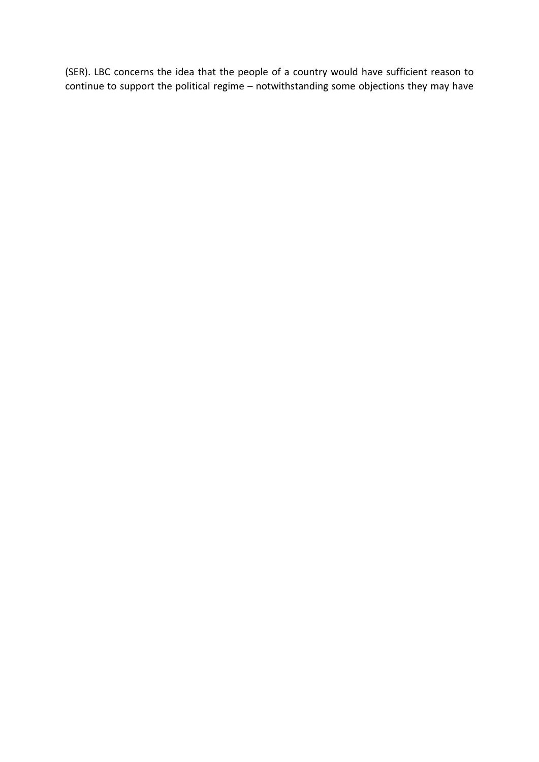(SER). LBC concerns the idea that the people of a country would have sufficient reason to continue to support the political regime – notwithstanding some objections they may have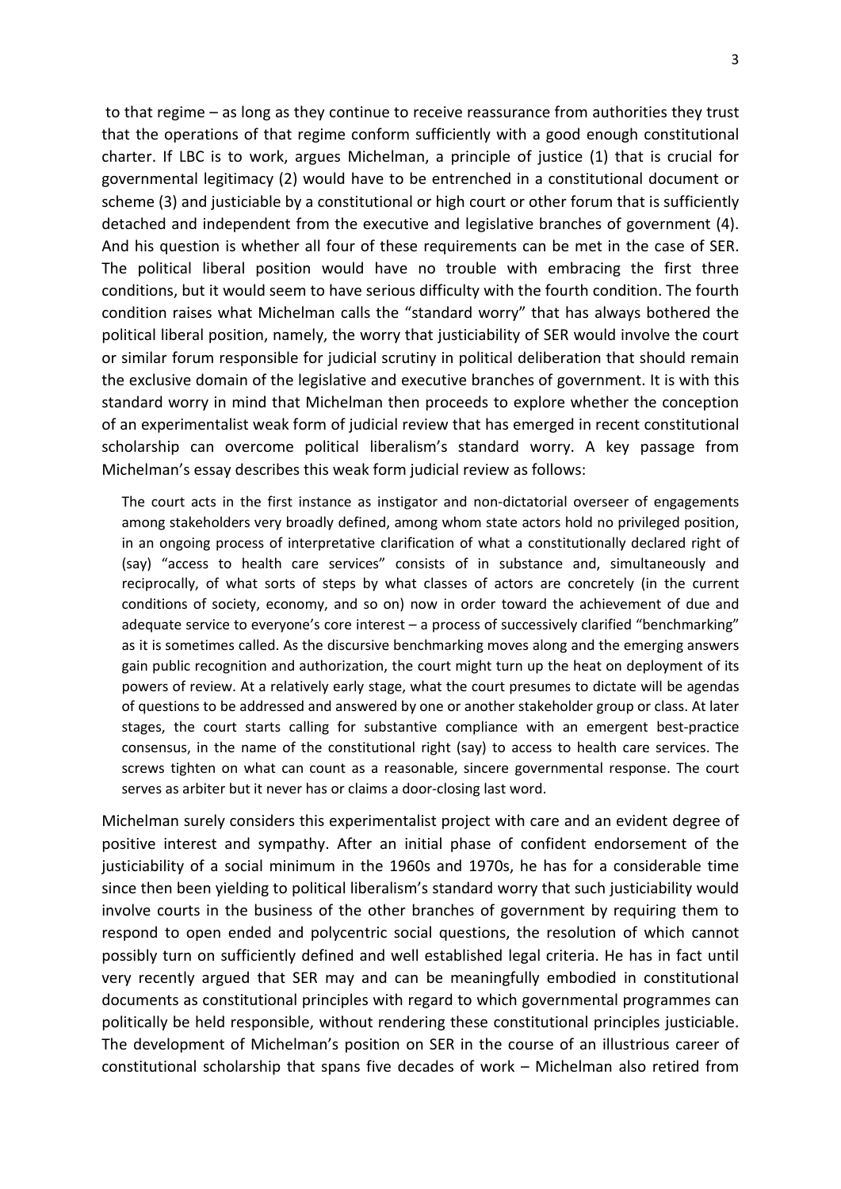to that regime – as long as they continue to receive reassurance from authorities they trust that the operations of that regime conform sufficiently with a good enough constitutional charter. If LBC is to work, argues Michelman, a principle of justice (1) that is crucial for governmental legitimacy (2) would have to be entrenched in a constitutional document or scheme (3) and justiciable by a constitutional or high court or other forum that is sufficiently detached and independent from the executive and legislative branches of government (4). And his question is whether all four of these requirements can be met in the case of SER. The political liberal position would have no trouble with embracing the first three conditions, but it would seem to have serious difficulty with the fourth condition. The fourth condition raises what Michelman calls the "standard worry" that has always bothered the political liberal position, namely, the worry that justiciability of SER would involve the court or similar forum responsible for judicial scrutiny in political deliberation that should remain the exclusive domain of the legislative and executive branches of government. It is with this standard worry in mind that Michelman then proceeds to explore whether the conception of an experimentalist weak form of judicial review that has emerged in recent constitutional scholarship can overcome political liberalism's standard worry. A key passage from Michelman's essay describes this weak form judicial review as follows:

> The court acts in the first instance as instigator and non-dictatorial overseer of engagements among stakeholders very broadly defined, among whom state actors hold no privileged position, in an ongoing process of interpretative clarification of what a constitutionally declared right of (say) "access to health care services" consists of in substance and, simultaneously and reciprocally, of what sorts of steps by what classes of actors are concretely (in the current conditions of society, economy, and so on) now in order toward the achievement of due and adequate service to everyone's core interest – a process of successively clarified "benchmarking" as it is sometimes called. As the discursive benchmarking moves along and the emerging answers gain public recognition and authorization, the court might turn up the heat on deployment of its powers of review. At a relatively early stage, what the court presumes to dictate will be agendas of questions to be addressed and answered by one or another stakeholder group or class. At later stages, the court starts calling for substantive compliance with an emergent best-practice consensus, in the name of the constitutional right (say) to access to health care services. The screws tighten on what can count as a reasonable, sincere governmental response. The court serves as arbiter but it never has or claims a door-closing last word.

Michelman surely considers this experimentalist project with care and an evident degree of positive interest and sympathy. After an initial phase of confident endorsement of the justiciability of a social minimum in the 1960s and 1970s, he has for a considerable time since then been yielding to political liberalism's standard worry that such justiciability would involve courts in the business of the other branches of government by requiring them to respond to open ended and polycentric social questions, the resolution of which cannot possibly turn on sufficiently defined and well established legal criteria. He has in fact until very recently argued that SER may and can be meaningfully embodied in constitutional documents as constitutional principles with regard to which governmental programmes can politically be held responsible, without rendering these constitutional principles justiciable. The development of Michelman's position on SER in the course of an illustrious career of constitutional scholarship that spans five decades of work – Michelman also retired from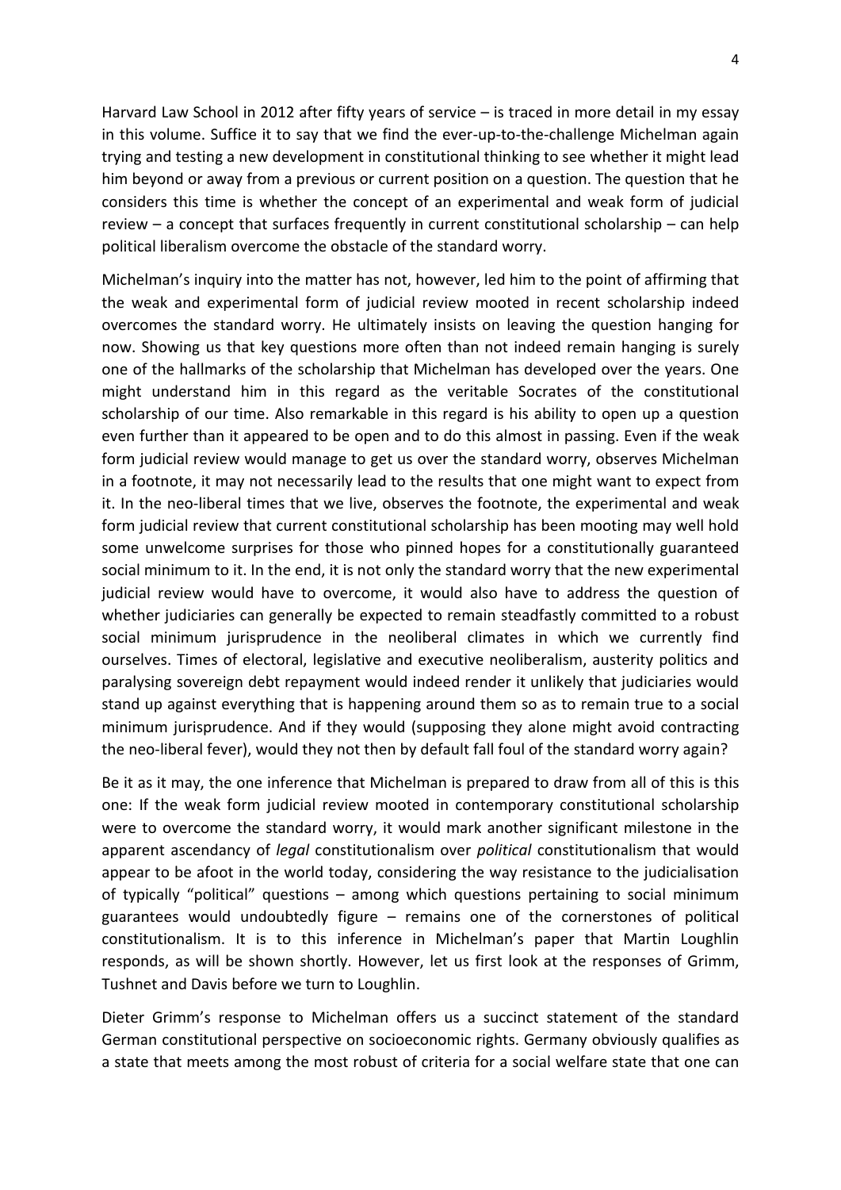Harvard Law School in 2012 after fifty years of service – is traced in more detail in my essay in this volume. Suffice it to say that we find the ever-up-to-the-challenge Michelman again trying and testing a new development in constitutional thinking to see whether it might lead him beyond or away from a previous or current position on a question. The question that he considers this time is whether the concept of an experimental and weak form of judicial review – a concept that surfaces frequently in current constitutional scholarship – can help political liberalism overcome the obstacle of the standard worry.

Michelman's inquiry into the matter has not, however, led him to the point of affirming that the weak and experimental form of judicial review mooted in recent scholarship indeed overcomes the standard worry. He ultimately insists on leaving the question hanging for now. Showing us that key questions more often than not indeed remain hanging is surely one of the hallmarks of the scholarship that Michelman has developed over the years. One might understand him in this regard as the veritable Socrates of the constitutional scholarship of our time. Also remarkable in this regard is his ability to open up a question even further than it appeared to be open and to do this almost in passing. Even if the weak form judicial review would manage to get us over the standard worry, observes Michelman in a footnote, it may not necessarily lead to the results that one might want to expect from it. In the neo-liberal times that we live, observes the footnote, the experimental and weak form judicial review that current constitutional scholarship has been mooting may well hold some unwelcome surprises for those who pinned hopes for a constitutionally guaranteed social minimum to it. In the end, it is not only the standard worry that the new experimental judicial review would have to overcome, it would also have to address the question of whether judiciaries can generally be expected to remain steadfastly committed to a robust social minimum jurisprudence in the neoliberal climates in which we currently find ourselves. Times of electoral, legislative and executive neoliberalism, austerity politics and paralysing sovereign debt repayment would indeed render it unlikely that judiciaries would stand up against everything that is happening around them so as to remain true to a social minimum jurisprudence. And if they would (supposing they alone might avoid contracting the neo-liberal fever), would they not then by default fall foul of the standard worry again?

Be it as it may, the one inference that Michelman is prepared to draw from all of this is this one: If the weak form judicial review mooted in contemporary constitutional scholarship were to overcome the standard worry, it would mark another significant milestone in the apparent ascendancy of *legal* constitutionalism over *political* constitutionalism that would appear to be afoot in the world today, considering the way resistance to the judicialisation of typically "political" questions – among which questions pertaining to social minimum guarantees would undoubtedly figure – remains one of the cornerstones of political constitutionalism. It is to this inference in Michelman's paper that Martin Loughlin responds, as will be shown shortly. However, let us first look at the responses of Grimm, Tushnet and Davis before we turn to Loughlin.

Dieter Grimm's response to Michelman offers us a succinct statement of the standard German constitutional perspective on socioeconomic rights. Germany obviously qualifies as a state that meets among the most robust of criteria for a social welfare state that one can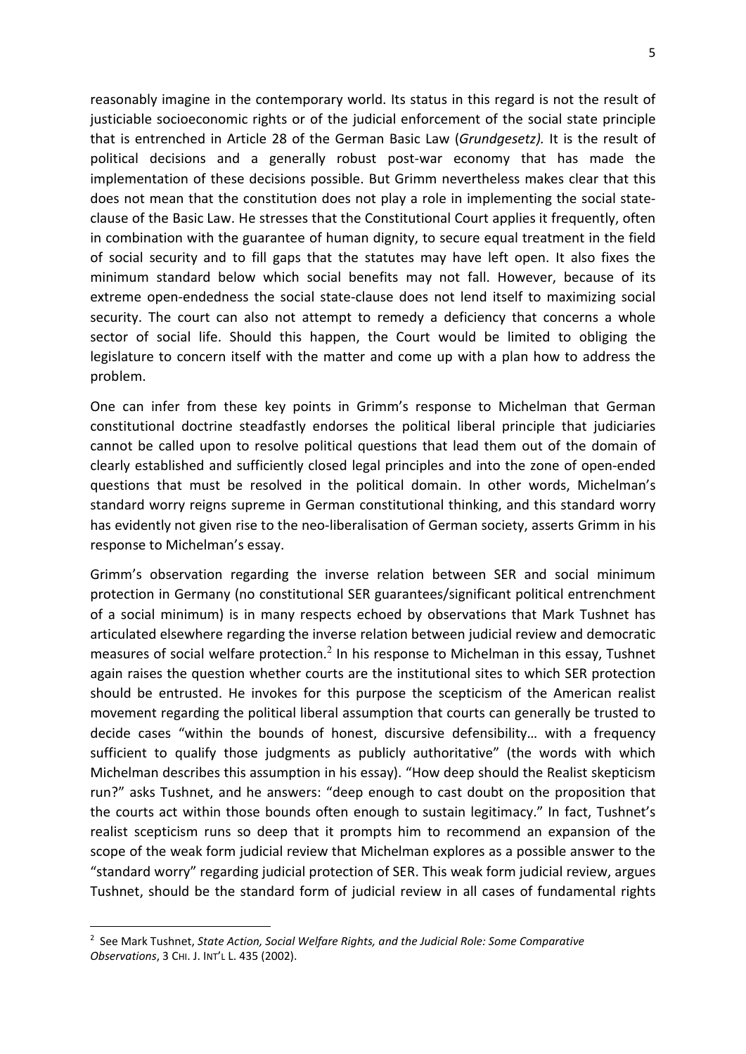reasonably imagine in the contemporary world. Its status in this regard is not the result of justiciable socioeconomic rights or of the judicial enforcement of the social state principle that is entrenched in Article 28 of the German Basic Law (*Grundgesetz).* It is the result of political decisions and a generally robust post-war economy that has made the implementation of these decisions possible. But Grimm nevertheless makes clear that this does not mean that the constitution does not play a role in implementing the social state-clause of the Basic Law. He stresses that the Constitutional Court applies it frequently, often in combination with the guarantee of human dignity, to secure equal treatment in the field of social security and to fill gaps that the statutes may have left open. It also fixes the minimum standard below which social benefits may not fall. However, because of its extreme open-endedness the social state-clause does not lend itself to maximizing social security. The court can also not attempt to remedy a deficiency that concerns a whole sector of social life. Should this happen, the Court would be limited to obliging the legislature to concern itself with the matter and come up with a plan how to address the problem.

One can infer from these key points in Grimm's response to Michelman that German constitutional doctrine steadfastly endorses the political liberal principle that judiciaries cannot be called upon to resolve political questions that lead them out of the domain of clearly established and sufficiently closed legal principles and into the zone of open-ended questions that must be resolved in the political domain. In other words, Michelman's standard worry reigns supreme in German constitutional thinking, and this standard worry has evidently not given rise to the neo-liberalisation of German society, asserts Grimm in his response to Michelman's essay.

Grimm's observation regarding the inverse relation between SER and social minimum protection in Germany (no constitutional SER guarantees/significant political entrenchment of a social minimum) is in many respects echoed by observations that Mark Tushnet has articulated elsewhere regarding the inverse relation between judicial review and democratic measures of social welfare protection.[2] In his response to Michelman in this essay, Tushnet again raises the question whether courts are the institutional sites to which SER protection should be entrusted. He invokes for this purpose the scepticism of the American realist movement regarding the political liberal assumption that courts can generally be trusted to decide cases "within the bounds of honest, discursive defensibility… with a frequency sufficient to qualify those judgments as publicly authoritative" (the words with which Michelman describes this assumption in his essay). "How deep should the Realist skepticism run?" asks Tushnet, and he answers: "deep enough to cast doubt on the proposition that the courts act within those bounds often enough to sustain legitimacy." In fact, Tushnet's realist scepticism runs so deep that it prompts him to recommend an expansion of the scope of the weak form judicial review that Michelman explores as a possible answer to the "standard worry" regarding judicial protection of SER. This weak form judicial review, argues Tushnet, should be the standard form of judicial review in all cases of fundamental rights

---

[2] See Mark Tushnet, *State Action, Social Welfare Rights, and the Judicial Role: Some Comparative Observations*, 3 CHI. J. INT'L L. 435 (2002).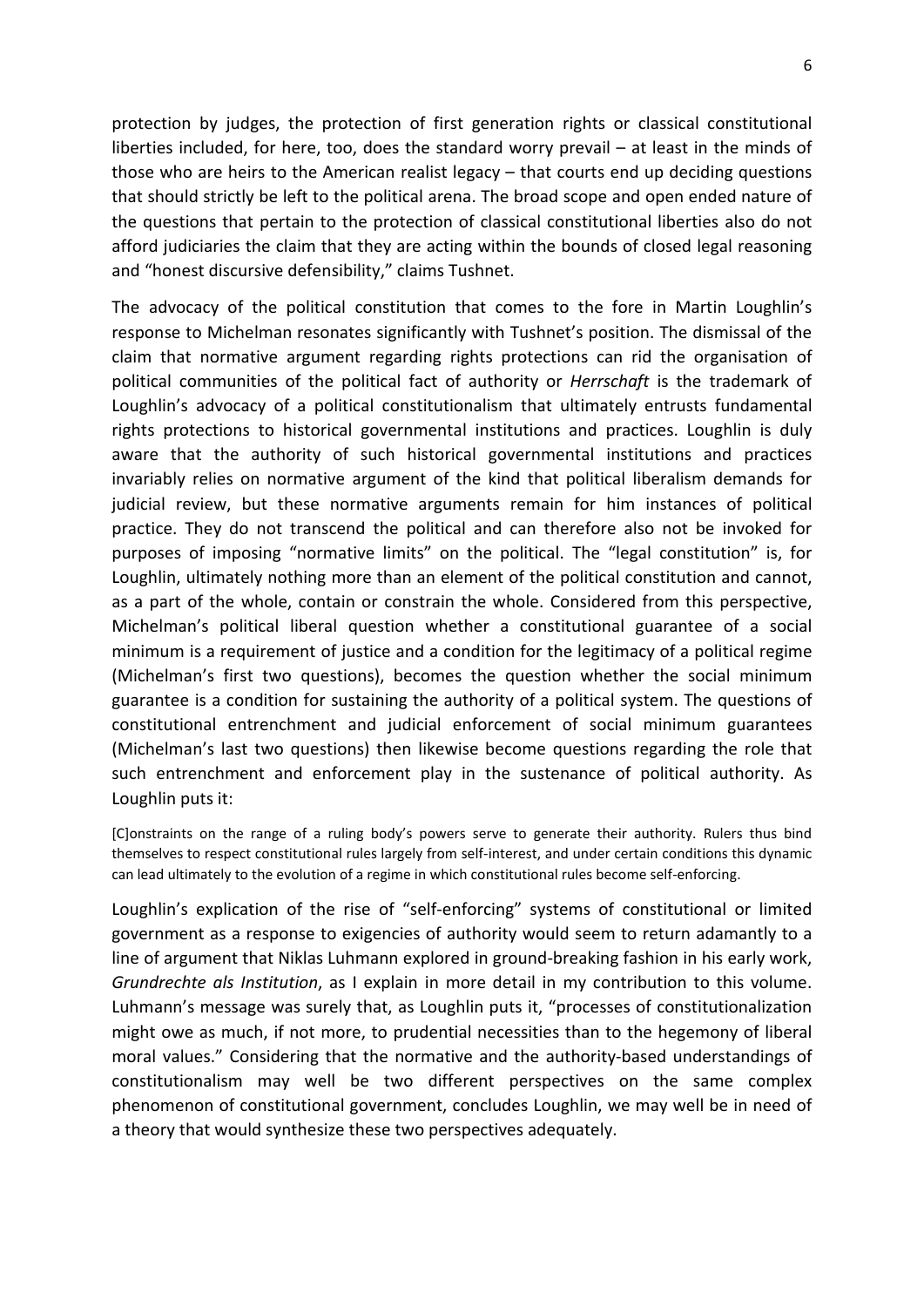protection by judges, the protection of first generation rights or classical constitutional liberties included, for here, too, does the standard worry prevail – at least in the minds of those who are heirs to the American realist legacy – that courts end up deciding questions that should strictly be left to the political arena. The broad scope and open ended nature of the questions that pertain to the protection of classical constitutional liberties also do not afford judiciaries the claim that they are acting within the bounds of closed legal reasoning and "honest discursive defensibility," claims Tushnet.

The advocacy of the political constitution that comes to the fore in Martin Loughlin's response to Michelman resonates significantly with Tushnet's position. The dismissal of the claim that normative argument regarding rights protections can rid the organisation of political communities of the political fact of authority or *Herrschaft* is the trademark of Loughlin's advocacy of a political constitutionalism that ultimately entrusts fundamental rights protections to historical governmental institutions and practices. Loughlin is duly aware that the authority of such historical governmental institutions and practices invariably relies on normative argument of the kind that political liberalism demands for judicial review, but these normative arguments remain for him instances of political practice. They do not transcend the political and can therefore also not be invoked for purposes of imposing "normative limits" on the political. The "legal constitution" is, for Loughlin, ultimately nothing more than an element of the political constitution and cannot, as a part of the whole, contain or constrain the whole. Considered from this perspective, Michelman's political liberal question whether a constitutional guarantee of a social minimum is a requirement of justice and a condition for the legitimacy of a political regime (Michelman's first two questions), becomes the question whether the social minimum guarantee is a condition for sustaining the authority of a political system. The questions of constitutional entrenchment and judicial enforcement of social minimum guarantees (Michelman's last two questions) then likewise become questions regarding the role that such entrenchment and enforcement play in the sustenance of political authority. As Loughlin puts it:

> [C]onstraints on the range of a ruling body's powers serve to generate their authority. Rulers thus bind themselves to respect constitutional rules largely from self-interest, and under certain conditions this dynamic can lead ultimately to the evolution of a regime in which constitutional rules become self-enforcing.

Loughlin's explication of the rise of "self-enforcing" systems of constitutional or limited government as a response to exigencies of authority would seem to return adamantly to a line of argument that Niklas Luhmann explored in ground-breaking fashion in his early work, *Grundrechte als Institution*, as I explain in more detail in my contribution to this volume. Luhmann's message was surely that, as Loughlin puts it, "processes of constitutionalization might owe as much, if not more, to prudential necessities than to the hegemony of liberal moral values." Considering that the normative and the authority-based understandings of constitutionalism may well be two different perspectives on the same complex phenomenon of constitutional government, concludes Loughlin, we may well be in need of a theory that would synthesize these two perspectives adequately.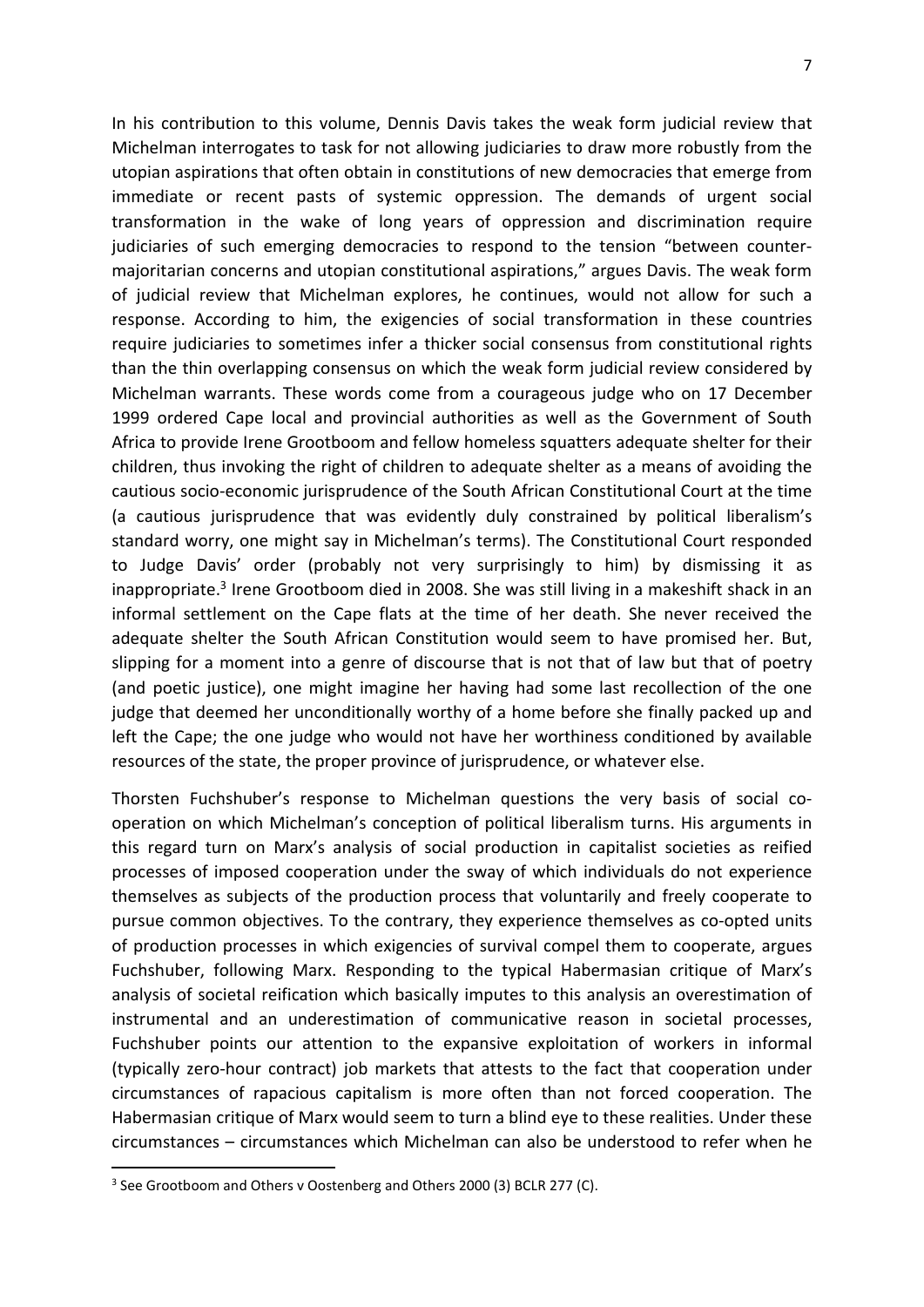In his contribution to this volume, Dennis Davis takes the weak form judicial review that Michelman interrogates to task for not allowing judiciaries to draw more robustly from the utopian aspirations that often obtain in constitutions of new democracies that emerge from immediate or recent pasts of systemic oppression. The demands of urgent social transformation in the wake of long years of oppression and discrimination require judiciaries of such emerging democracies to respond to the tension "between counter-majoritarian concerns and utopian constitutional aspirations," argues Davis. The weak form of judicial review that Michelman explores, he continues, would not allow for such a response. According to him, the exigencies of social transformation in these countries require judiciaries to sometimes infer a thicker social consensus from constitutional rights than the thin overlapping consensus on which the weak form judicial review considered by Michelman warrants. These words come from a courageous judge who on 17 December 1999 ordered Cape local and provincial authorities as well as the Government of South Africa to provide Irene Grootboom and fellow homeless squatters adequate shelter for their children, thus invoking the right of children to adequate shelter as a means of avoiding the cautious socio-economic jurisprudence of the South African Constitutional Court at the time (a cautious jurisprudence that was evidently duly constrained by political liberalism's standard worry, one might say in Michelman's terms). The Constitutional Court responded to Judge Davis' order (probably not very surprisingly to him) by dismissing it as inappropriate.[3] Irene Grootboom died in 2008. She was still living in a makeshift shack in an informal settlement on the Cape flats at the time of her death. She never received the adequate shelter the South African Constitution would seem to have promised her. But, slipping for a moment into a genre of discourse that is not that of law but that of poetry (and poetic justice), one might imagine her having had some last recollection of the one judge that deemed her unconditionally worthy of a home before she finally packed up and left the Cape; the one judge who would not have her worthiness conditioned by available resources of the state, the proper province of jurisprudence, or whatever else.

Thorsten Fuchshuber's response to Michelman questions the very basis of social co-operation on which Michelman's conception of political liberalism turns. His arguments in this regard turn on Marx's analysis of social production in capitalist societies as reified processes of imposed cooperation under the sway of which individuals do not experience themselves as subjects of the production process that voluntarily and freely cooperate to pursue common objectives. To the contrary, they experience themselves as co-opted units of production processes in which exigencies of survival compel them to cooperate, argues Fuchshuber, following Marx. Responding to the typical Habermasian critique of Marx's analysis of societal reification which basically imputes to this analysis an overestimation of instrumental and an underestimation of communicative reason in societal processes, Fuchshuber points our attention to the expansive exploitation of workers in informal (typically zero-hour contract) job markets that attests to the fact that cooperation under circumstances of rapacious capitalism is more often than not forced cooperation. The Habermasian critique of Marx would seem to turn a blind eye to these realities. Under these circumstances – circumstances which Michelman can also be understood to refer when he

---

[3] See Grootboom and Others v Oostenberg and Others 2000 (3) BCLR 277 (C).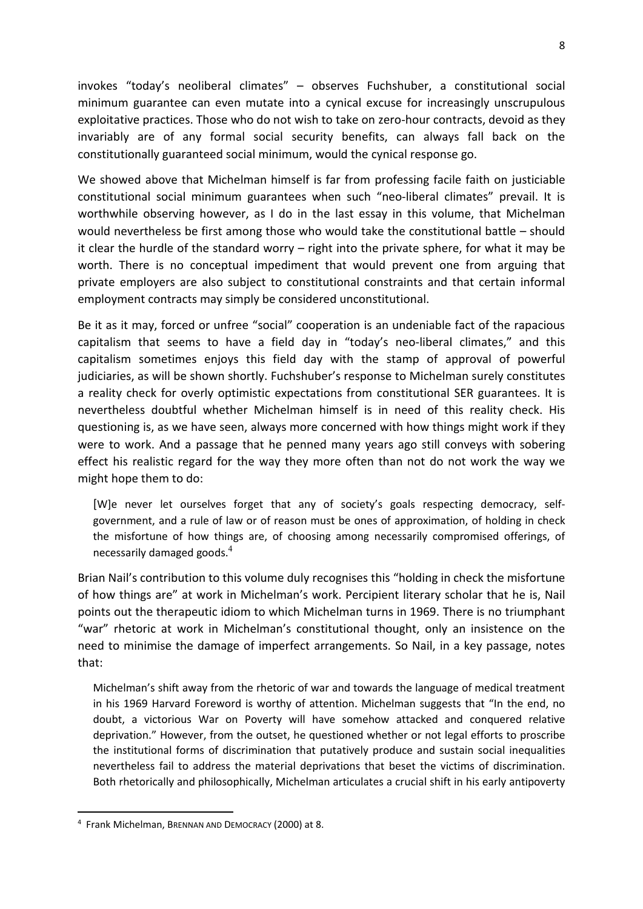invokes "today's neoliberal climates" – observes Fuchshuber, a constitutional social minimum guarantee can even mutate into a cynical excuse for increasingly unscrupulous exploitative practices. Those who do not wish to take on zero-hour contracts, devoid as they invariably are of any formal social security benefits, can always fall back on the constitutionally guaranteed social minimum, would the cynical response go.

We showed above that Michelman himself is far from professing facile faith on justiciable constitutional social minimum guarantees when such "neo-liberal climates" prevail. It is worthwhile observing however, as I do in the last essay in this volume, that Michelman would nevertheless be first among those who would take the constitutional battle – should it clear the hurdle of the standard worry – right into the private sphere, for what it may be worth. There is no conceptual impediment that would prevent one from arguing that private employers are also subject to constitutional constraints and that certain informal employment contracts may simply be considered unconstitutional.

Be it as it may, forced or unfree "social" cooperation is an undeniable fact of the rapacious capitalism that seems to have a field day in "today's neo-liberal climates," and this capitalism sometimes enjoys this field day with the stamp of approval of powerful judiciaries, as will be shown shortly. Fuchshuber's response to Michelman surely constitutes a reality check for overly optimistic expectations from constitutional SER guarantees. It is nevertheless doubtful whether Michelman himself is in need of this reality check. His questioning is, as we have seen, always more concerned with how things might work if they were to work. And a passage that he penned many years ago still conveys with sobering effect his realistic regard for the way they more often than not do not work the way we might hope them to do:

> [W]e never let ourselves forget that any of society's goals respecting democracy, self-government, and a rule of law or of reason must be ones of approximation, of holding in check the misfortune of how things are, of choosing among necessarily compromised offerings, of necessarily damaged goods.[4]

Brian Nail's contribution to this volume duly recognises this "holding in check the misfortune of how things are" at work in Michelman's work. Percipient literary scholar that he is, Nail points out the therapeutic idiom to which Michelman turns in 1969. There is no triumphant "war" rhetoric at work in Michelman's constitutional thought, only an insistence on the need to minimise the damage of imperfect arrangements. So Nail, in a key passage, notes that:

> Michelman's shift away from the rhetoric of war and towards the language of medical treatment in his 1969 Harvard Foreword is worthy of attention. Michelman suggests that "In the end, no doubt, a victorious War on Poverty will have somehow attacked and conquered relative deprivation." However, from the outset, he questioned whether or not legal efforts to proscribe the institutional forms of discrimination that putatively produce and sustain social inequalities nevertheless fail to address the material deprivations that beset the victims of discrimination. Both rhetorically and philosophically, Michelman articulates a crucial shift in his early antipoverty

---

[4] Frank Michelman, BRENNAN AND DEMOCRACY (2000) at 8.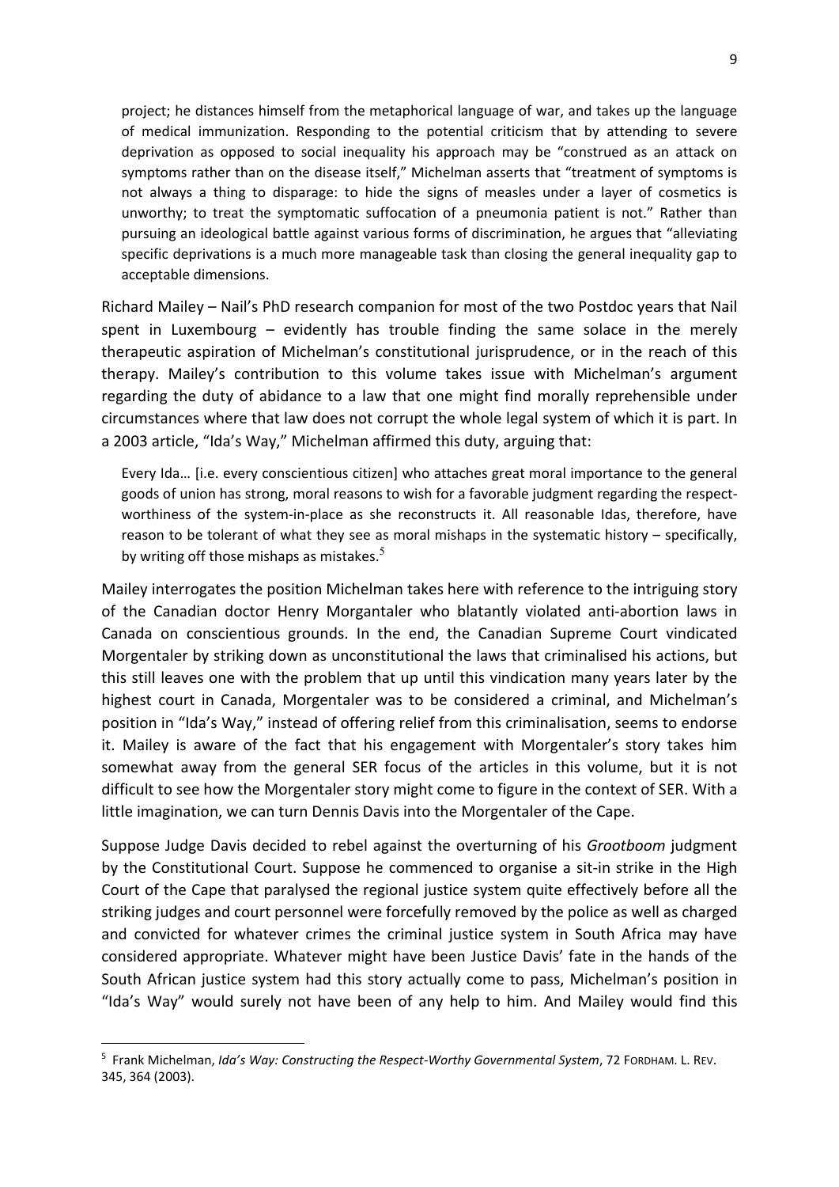> project; he distances himself from the metaphorical language of war, and takes up the language of medical immunization. Responding to the potential criticism that by attending to severe deprivation as opposed to social inequality his approach may be "construed as an attack on symptoms rather than on the disease itself," Michelman asserts that "treatment of symptoms is not always a thing to disparage: to hide the signs of measles under a layer of cosmetics is unworthy; to treat the symptomatic suffocation of a pneumonia patient is not." Rather than pursuing an ideological battle against various forms of discrimination, he argues that "alleviating specific deprivations is a much more manageable task than closing the general inequality gap to acceptable dimensions.

Richard Mailey – Nail's PhD research companion for most of the two Postdoc years that Nail spent in Luxembourg – evidently has trouble finding the same solace in the merely therapeutic aspiration of Michelman's constitutional jurisprudence, or in the reach of this therapy. Mailey's contribution to this volume takes issue with Michelman's argument regarding the duty of abidance to a law that one might find morally reprehensible under circumstances where that law does not corrupt the whole legal system of which it is part. In a 2003 article, "Ida's Way," Michelman affirmed this duty, arguing that:

> Every Ida… [i.e. every conscientious citizen] who attaches great moral importance to the general goods of union has strong, moral reasons to wish for a favorable judgment regarding the respect-worthiness of the system-in-place as she reconstructs it. All reasonable Idas, therefore, have reason to be tolerant of what they see as moral mishaps in the systematic history – specifically, by writing off those mishaps as mistakes.[5]

Mailey interrogates the position Michelman takes here with reference to the intriguing story of the Canadian doctor Henry Morgantaler who blatantly violated anti-abortion laws in Canada on conscientious grounds. In the end, the Canadian Supreme Court vindicated Morgentaler by striking down as unconstitutional the laws that criminalised his actions, but this still leaves one with the problem that up until this vindication many years later by the highest court in Canada, Morgentaler was to be considered a criminal, and Michelman's position in "Ida's Way," instead of offering relief from this criminalisation, seems to endorse it. Mailey is aware of the fact that his engagement with Morgentaler's story takes him somewhat away from the general SER focus of the articles in this volume, but it is not difficult to see how the Morgentaler story might come to figure in the context of SER. With a little imagination, we can turn Dennis Davis into the Morgentaler of the Cape.

Suppose Judge Davis decided to rebel against the overturning of his *Grootboom* judgment by the Constitutional Court. Suppose he commenced to organise a sit-in strike in the High Court of the Cape that paralysed the regional justice system quite effectively before all the striking judges and court personnel were forcefully removed by the police as well as charged and convicted for whatever crimes the criminal justice system in South Africa may have considered appropriate. Whatever might have been Justice Davis' fate in the hands of the South African justice system had this story actually come to pass, Michelman's position in "Ida's Way" would surely not have been of any help to him. And Mailey would find this

---

[5] Frank Michelman, *Ida's Way: Constructing the Respect-Worthy Governmental System*, 72 FORDHAM. L. REV. 345, 364 (2003).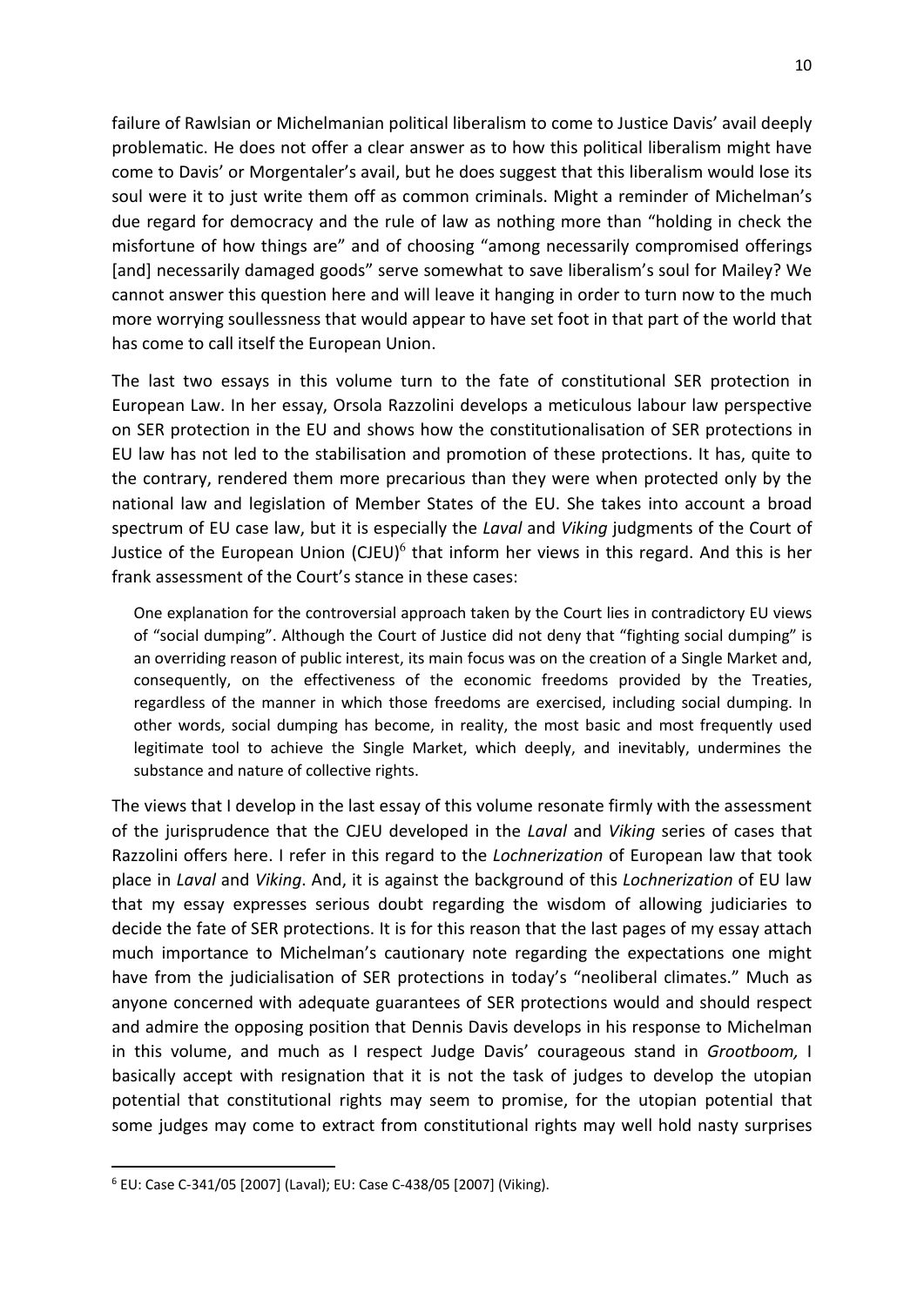failure of Rawlsian or Michelmanian political liberalism to come to Justice Davis' avail deeply problematic. He does not offer a clear answer as to how this political liberalism might have come to Davis' or Morgentaler's avail, but he does suggest that this liberalism would lose its soul were it to just write them off as common criminals. Might a reminder of Michelman's due regard for democracy and the rule of law as nothing more than "holding in check the misfortune of how things are" and of choosing "among necessarily compromised offerings [and] necessarily damaged goods" serve somewhat to save liberalism's soul for Mailey? We cannot answer this question here and will leave it hanging in order to turn now to the much more worrying soullessness that would appear to have set foot in that part of the world that has come to call itself the European Union.

The last two essays in this volume turn to the fate of constitutional SER protection in European Law. In her essay, Orsola Razzolini develops a meticulous labour law perspective on SER protection in the EU and shows how the constitutionalisation of SER protections in EU law has not led to the stabilisation and promotion of these protections. It has, quite to the contrary, rendered them more precarious than they were when protected only by the national law and legislation of Member States of the EU. She takes into account a broad spectrum of EU case law, but it is especially the *Laval* and *Viking* judgments of the Court of Justice of the European Union (CJEU)[6] that inform her views in this regard. And this is her frank assessment of the Court's stance in these cases:

> One explanation for the controversial approach taken by the Court lies in contradictory EU views of "social dumping". Although the Court of Justice did not deny that "fighting social dumping" is an overriding reason of public interest, its main focus was on the creation of a Single Market and, consequently, on the effectiveness of the economic freedoms provided by the Treaties, regardless of the manner in which those freedoms are exercised, including social dumping. In other words, social dumping has become, in reality, the most basic and most frequently used legitimate tool to achieve the Single Market, which deeply, and inevitably, undermines the substance and nature of collective rights.

The views that I develop in the last essay of this volume resonate firmly with the assessment of the jurisprudence that the CJEU developed in the *Laval* and *Viking* series of cases that Razzolini offers here. I refer in this regard to the *Lochnerization* of European law that took place in *Laval* and *Viking*. And, it is against the background of this *Lochnerization* of EU law that my essay expresses serious doubt regarding the wisdom of allowing judiciaries to decide the fate of SER protections. It is for this reason that the last pages of my essay attach much importance to Michelman's cautionary note regarding the expectations one might have from the judicialisation of SER protections in today's "neoliberal climates." Much as anyone concerned with adequate guarantees of SER protections would and should respect and admire the opposing position that Dennis Davis develops in his response to Michelman in this volume, and much as I respect Judge Davis' courageous stand in *Grootboom,* I basically accept with resignation that it is not the task of judges to develop the utopian potential that constitutional rights may seem to promise, for the utopian potential that some judges may come to extract from constitutional rights may well hold nasty surprises

---

[6] EU: Case C-341/05 [2007] (Laval); EU: Case C-438/05 [2007] (Viking).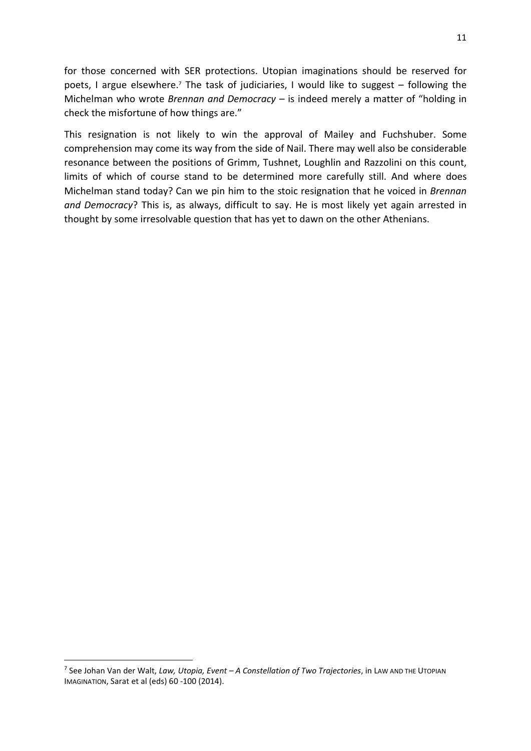for those concerned with SER protections. Utopian imaginations should be reserved for poets, I argue elsewhere.[7] The task of judiciaries, I would like to suggest – following the Michelman who wrote *Brennan and Democracy* – is indeed merely a matter of "holding in check the misfortune of how things are."

This resignation is not likely to win the approval of Mailey and Fuchshuber. Some comprehension may come its way from the side of Nail. There may well also be considerable resonance between the positions of Grimm, Tushnet, Loughlin and Razzolini on this count, limits of which of course stand to be determined more carefully still. And where does Michelman stand today? Can we pin him to the stoic resignation that he voiced in *Brennan and Democracy*? This is, as always, difficult to say. He is most likely yet again arrested in thought by some irresolvable question that has yet to dawn on the other Athenians.

---

[7] See Johan Van der Walt, *Law, Utopia, Event – A Constellation of Two Trajectories*, in LAW AND THE UTOPIAN IMAGINATION, Sarat et al (eds) 60 -100 (2014).